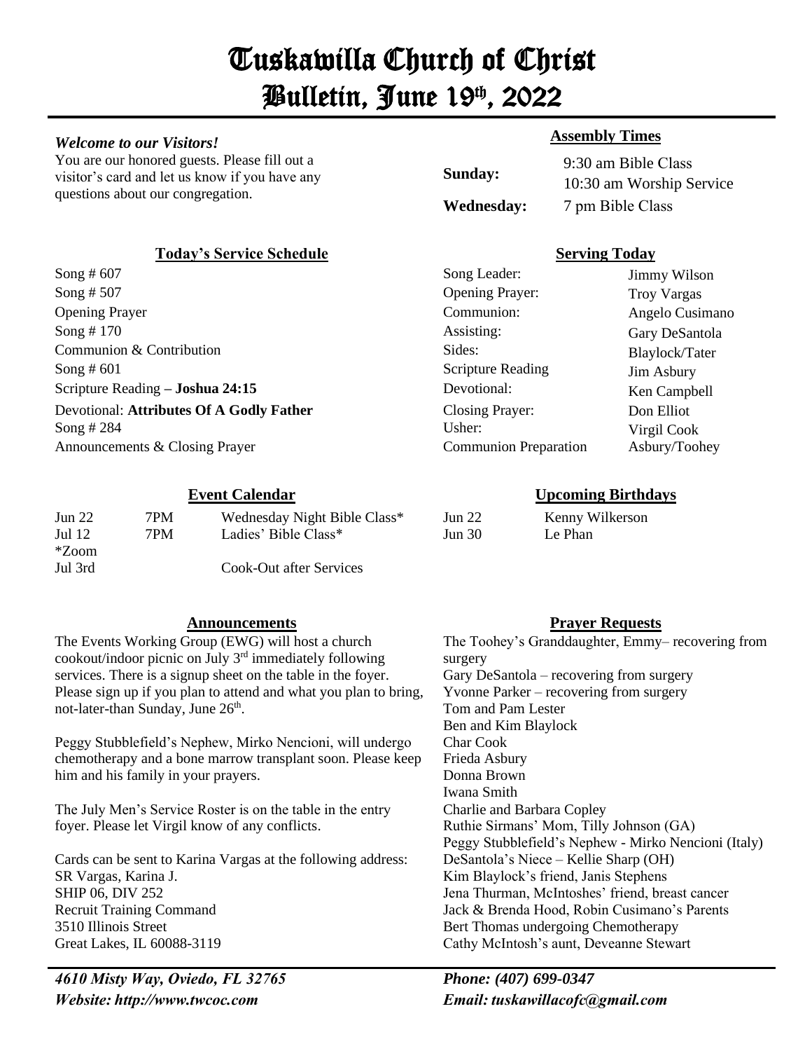# Tuskawilla Church of Christ

# Bulletin, June 19th, 2022

***Welcome to our Visitors!***

You are our honored guests. Please fill out a visitor's card and let us know if you have any questions about our congregation.

## Assembly Times

| | |
|---|---|
| **Sunday:** | 9:30 am Bible Class<br>10:30 am Worship Service |
| **Wednesday:** | 7 pm Bible Class |

## Today's Service Schedule

Song # 607
Song # 507
Opening Prayer
Song # 170
Communion & Contribution
Song # 601
Scripture Reading **– Joshua 24:15**
Devotional: **Attributes Of A Godly Father**
Song # 284
Announcements & Closing Prayer

## Serving Today

| | |
|---|---|
| Song Leader: | Jimmy Wilson |
| Opening Prayer: | Troy Vargas |
| Communion: | Angelo Cusimano |
| Assisting: | Gary DeSantola |
| Sides: | Blaylock/Tater |
| Scripture Reading | Jim Asbury |
| Devotional: | Ken Campbell |
| Closing Prayer: | Don Elliot |
| Usher: | Virgil Cook |
| Communion Preparation | Asbury/Toohey |

## Event Calendar

| | | |
|---|---|---|
| Jun 22 | 7PM | Wednesday Night Bible Class* |
| Jul 12 | 7PM | Ladies' Bible Class* |
| *Zoom | | |
| Jul 3rd | | Cook-Out after Services |

## Upcoming Birthdays

| | |
|---|---|
| Jun 22 | Kenny Wilkerson |
| Jun 30 | Le Phan |

## Announcements

The Events Working Group (EWG) will host a church cookout/indoor picnic on July 3rd immediately following services. There is a signup sheet on the table in the foyer. Please sign up if you plan to attend and what you plan to bring, not-later-than Sunday, June 26th.

Peggy Stubblefield's Nephew, Mirko Nencioni, will undergo chemotherapy and a bone marrow transplant soon. Please keep him and his family in your prayers.

The July Men's Service Roster is on the table in the entry foyer. Please let Virgil know of any conflicts.

Cards can be sent to Karina Vargas at the following address:
SR Vargas, Karina J.
SHIP 06, DIV 252
Recruit Training Command
3510 Illinois Street
Great Lakes, IL 60088-3119

## Prayer Requests

The Toohey's Granddaughter, Emmy– recovering from surgery
Gary DeSantola – recovering from surgery
Yvonne Parker – recovering from surgery
Tom and Pam Lester
Ben and Kim Blaylock
Char Cook
Frieda Asbury
Donna Brown
Iwana Smith
Charlie and Barbara Copley
Ruthie Sirmans' Mom, Tilly Johnson (GA)
Peggy Stubblefield's Nephew - Mirko Nencioni (Italy)
DeSantola's Niece – Kellie Sharp (OH)
Kim Blaylock's friend, Janis Stephens
Jena Thurman, McIntoshes' friend, breast cancer
Jack & Brenda Hood, Robin Cusimano's Parents
Bert Thomas undergoing Chemotherapy
Cathy McIntosh's aunt, Deveanne Stewart

***4610 Misty Way, Oviedo, FL 32765***
***Website: http://www.twcoc.com***
***Phone: (407) 699-0347***
***Email: tuskawillacofc@gmail.com***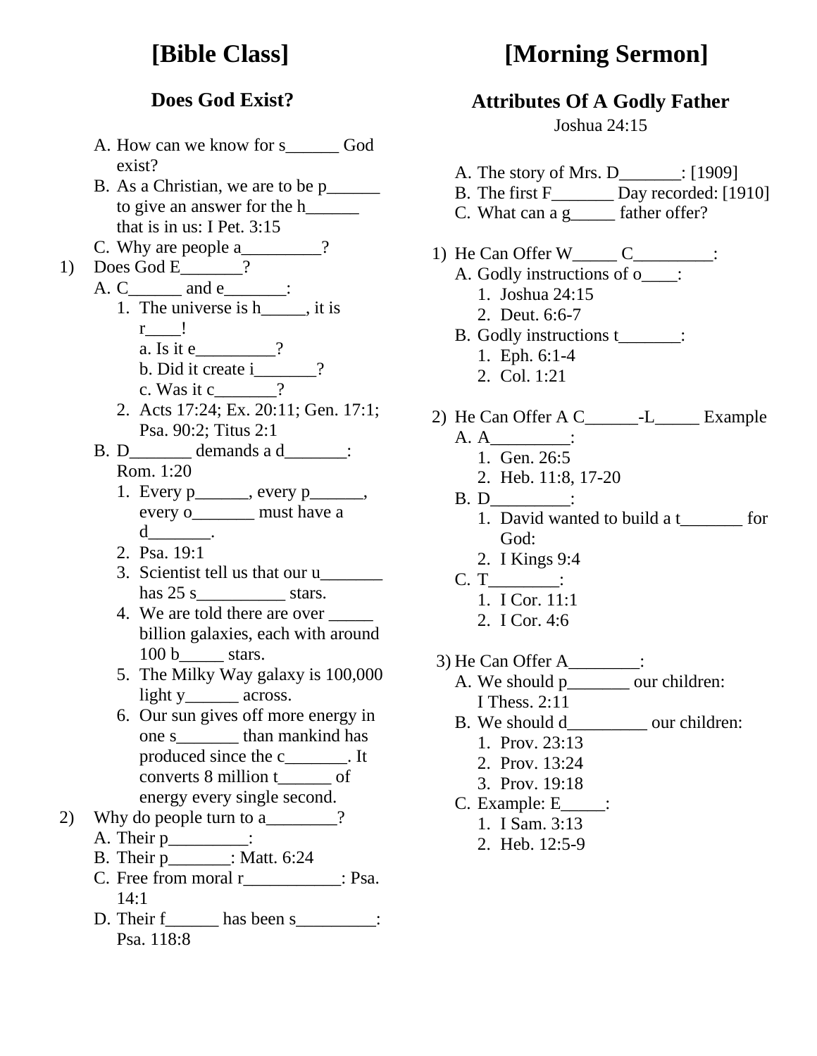# [Bible Class]

## Does God Exist?

A. How can we know for s______ God exist?
B. As a Christian, we are to be p______ to give an answer for the h______ that is in us: I Pet. 3:15
C. Why are people a_________?

1) Does God E_______?
   A. C______ and e_______:
      1. The universe is h_____, it is r____!
         a. Is it e_________?
         b. Did it create i_______?
         c. Was it c_______?
      2. Acts 17:24; Ex. 20:11; Gen. 17:1; Psa. 90:2; Titus 2:1
   B. D_______ demands a d_______: Rom. 1:20
      1. Every p______, every p______, every o_______ must have a d_______.
      2. Psa. 19:1
      3. Scientist tell us that our u_______ has 25 s__________ stars.
      4. We are told there are over _____ billion galaxies, each with around 100 b_____ stars.
      5. The Milky Way galaxy is 100,000 light y______ across.
      6. Our sun gives off more energy in one s_______ than mankind has produced since the c_______. It converts 8 million t______ of energy every single second.

2) Why do people turn to a________?
   A. Their p_________:
   B. Their p_______: Matt. 6:24
   C. Free from moral r___________: Psa. 14:1
   D. Their f______ has been s_________: Psa. 118:8

# [Morning Sermon]

## Attributes Of A Godly Father

Joshua 24:15

A. The story of Mrs. D_______: [1909]
B. The first F_______ Day recorded: [1910]
C. What can a g_____ father offer?

1) He Can Offer W_____ C_________:
   A. Godly instructions of o____:
      1. Joshua 24:15
      2. Deut. 6:6-7
   B. Godly instructions t_______:
      1. Eph. 6:1-4
      2. Col. 1:21

2) He Can Offer A C______-L_____ Example
   A. A_________:
      1. Gen. 26:5
      2. Heb. 11:8, 17-20
   B. D_________:
      1. David wanted to build a t_______ for God:
      2. I Kings 9:4
   C. T________:
      1. I Cor. 11:1
      2. I Cor. 4:6

3) He Can Offer A________:
   A. We should p_______ our children: I Thess. 2:11
   B. We should d_________ our children:
      1. Prov. 23:13
      2. Prov. 13:24
      3. Prov. 19:18
   C. Example: E_____:
      1. I Sam. 3:13
      2. Heb. 12:5-9